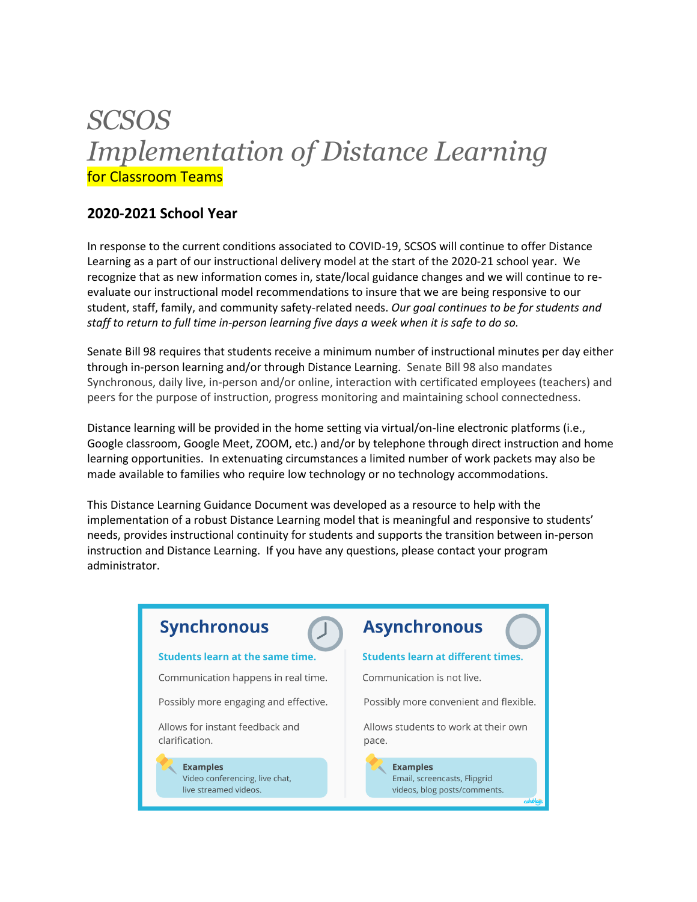# *SCSOS Implementation of Distance Learning*

for Classroom Teams

## 2020-2021 School Year

In response to the current conditions associated to COVID-19, SCSOS will continue to offer Distance Learning as a part of our instructional delivery model at the start of the 2020-21 school year. We recognize that as new information comes in, state/local guidance changes and we will continue to re-evaluate our instructional model recommendations to insure that we are being responsive to our student, staff, family, and community safety-related needs. *Our goal continues to be for students and staff to return to full time in-person learning five days a week when it is safe to do so.*

Senate Bill 98 requires that students receive a minimum number of instructional minutes per day either through in-person learning and/or through Distance Learning. Senate Bill 98 also mandates Synchronous, daily live, in-person and/or online, interaction with certificated employees (teachers) and peers for the purpose of instruction, progress monitoring and maintaining school connectedness.

Distance learning will be provided in the home setting via virtual/on-line electronic platforms (i.e., Google classroom, Google Meet, ZOOM, etc.) and/or by telephone through direct instruction and home learning opportunities. In extenuating circumstances a limited number of work packets may also be made available to families who require low technology or no technology accommodations.

This Distance Learning Guidance Document was developed as a resource to help with the implementation of a robust Distance Learning model that is meaningful and responsive to students' needs, provides instructional continuity for students and supports the transition between in-person instruction and Distance Learning. If you have any questions, please contact your program administrator.

### Synchronous

**Students learn at the same time.**

Communication happens in real time.

Possibly more engaging and effective.

Allows for instant feedback and clarification.

**Examples**
Video conferencing, live chat, live streamed videos.

### Asynchronous

**Students learn at different times.**

Communication is not live.

Possibly more convenient and flexible.

Allows students to work at their own pace.

**Examples**
Email, screencasts, Flipgrid videos, blog posts/comments.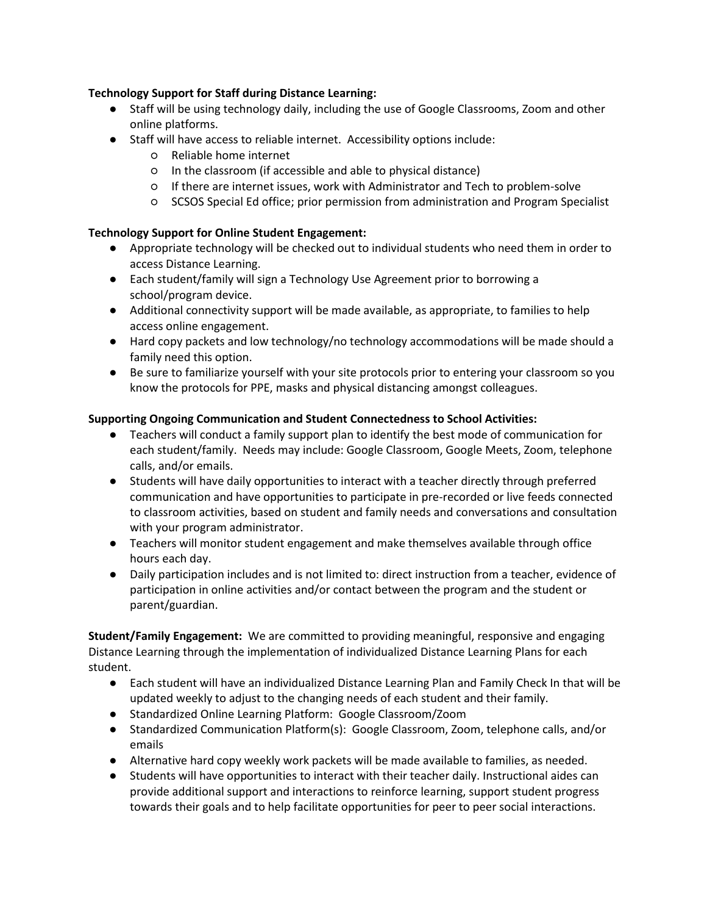**Technology Support for Staff during Distance Learning:**

- Staff will be using technology daily, including the use of Google Classrooms, Zoom and other online platforms.
- Staff will have access to reliable internet. Accessibility options include:
  - Reliable home internet
  - In the classroom (if accessible and able to physical distance)
  - If there are internet issues, work with Administrator and Tech to problem-solve
  - SCSOS Special Ed office; prior permission from administration and Program Specialist

**Technology Support for Online Student Engagement:**

- Appropriate technology will be checked out to individual students who need them in order to access Distance Learning.
- Each student/family will sign a Technology Use Agreement prior to borrowing a school/program device.
- Additional connectivity support will be made available, as appropriate, to families to help access online engagement.
- Hard copy packets and low technology/no technology accommodations will be made should a family need this option.
- Be sure to familiarize yourself with your site protocols prior to entering your classroom so you know the protocols for PPE, masks and physical distancing amongst colleagues.

**Supporting Ongoing Communication and Student Connectedness to School Activities:**

- Teachers will conduct a family support plan to identify the best mode of communication for each student/family. Needs may include: Google Classroom, Google Meets, Zoom, telephone calls, and/or emails.
- Students will have daily opportunities to interact with a teacher directly through preferred communication and have opportunities to participate in pre-recorded or live feeds connected to classroom activities, based on student and family needs and conversations and consultation with your program administrator.
- Teachers will monitor student engagement and make themselves available through office hours each day.
- Daily participation includes and is not limited to: direct instruction from a teacher, evidence of participation in online activities and/or contact between the program and the student or parent/guardian.

**Student/Family Engagement:** We are committed to providing meaningful, responsive and engaging Distance Learning through the implementation of individualized Distance Learning Plans for each student.

- Each student will have an individualized Distance Learning Plan and Family Check In that will be updated weekly to adjust to the changing needs of each student and their family.
- Standardized Online Learning Platform: Google Classroom/Zoom
- Standardized Communication Platform(s): Google Classroom, Zoom, telephone calls, and/or emails
- Alternative hard copy weekly work packets will be made available to families, as needed.
- Students will have opportunities to interact with their teacher daily. Instructional aides can provide additional support and interactions to reinforce learning, support student progress towards their goals and to help facilitate opportunities for peer to peer social interactions.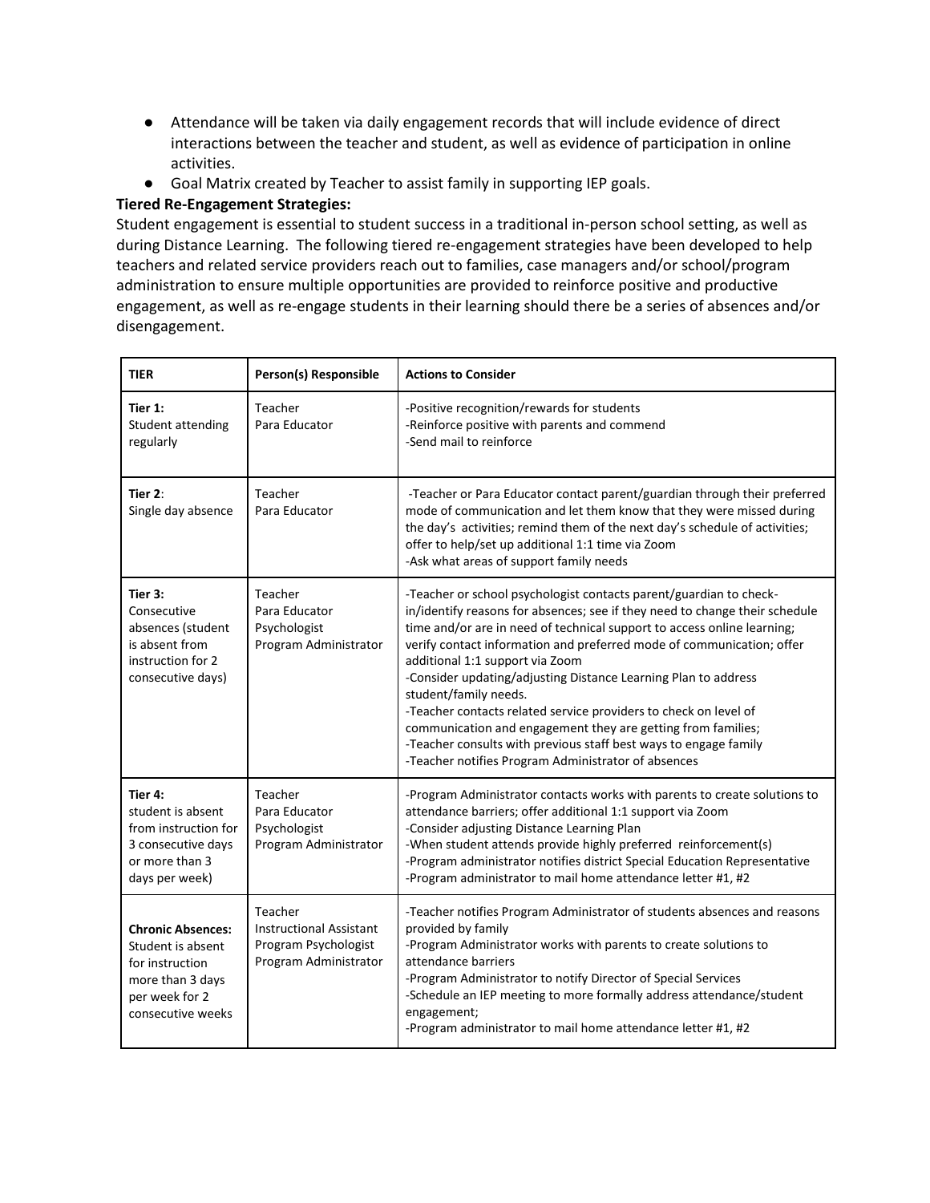- Attendance will be taken via daily engagement records that will include evidence of direct interactions between the teacher and student, as well as evidence of participation in online activities.
- Goal Matrix created by Teacher to assist family in supporting IEP goals.

**Tiered Re-Engagement Strategies:**

Student engagement is essential to student success in a traditional in-person school setting, as well as during Distance Learning. The following tiered re-engagement strategies have been developed to help teachers and related service providers reach out to families, case managers and/or school/program administration to ensure multiple opportunities are provided to reinforce positive and productive engagement, as well as re-engage students in their learning should there be a series of absences and/or disengagement.

| TIER | Person(s) Responsible | Actions to Consider |
|---|---|---|
| **Tier 1:** Student attending regularly | Teacher<br>Para Educator | -Positive recognition/rewards for students<br>-Reinforce positive with parents and commend<br>-Send mail to reinforce |
| **Tier 2**: Single day absence | Teacher<br>Para Educator | -Teacher or Para Educator contact parent/guardian through their preferred mode of communication and let them know that they were missed during the day's activities; remind them of the next day's schedule of activities; offer to help/set up additional 1:1 time via Zoom<br>-Ask what areas of support family needs |
| **Tier 3:** Consecutive absences (student is absent from instruction for 2 consecutive days) | Teacher<br>Para Educator<br>Psychologist<br>Program Administrator | -Teacher or school psychologist contacts parent/guardian to check-in/identify reasons for absences; see if they need to change their schedule time and/or are in need of technical support to access online learning; verify contact information and preferred mode of communication; offer additional 1:1 support via Zoom<br>-Consider updating/adjusting Distance Learning Plan to address student/family needs.<br>-Teacher contacts related service providers to check on level of communication and engagement they are getting from families;<br>-Teacher consults with previous staff best ways to engage family<br>-Teacher notifies Program Administrator of absences |
| **Tier 4:** student is absent from instruction for 3 consecutive days or more than 3 days per week) | Teacher<br>Para Educator<br>Psychologist<br>Program Administrator | -Program Administrator contacts works with parents to create solutions to attendance barriers; offer additional 1:1 support via Zoom<br>-Consider adjusting Distance Learning Plan<br>-When student attends provide highly preferred reinforcement(s)<br>-Program administrator notifies district Special Education Representative<br>-Program administrator to mail home attendance letter #1, #2 |
| **Chronic Absences:** Student is absent for instruction more than 3 days per week for 2 consecutive weeks | Teacher<br>Instructional Assistant<br>Program Psychologist<br>Program Administrator | -Teacher notifies Program Administrator of students absences and reasons provided by family<br>-Program Administrator works with parents to create solutions to attendance barriers<br>-Program Administrator to notify Director of Special Services<br>-Schedule an IEP meeting to more formally address attendance/student engagement;<br>-Program administrator to mail home attendance letter #1, #2 |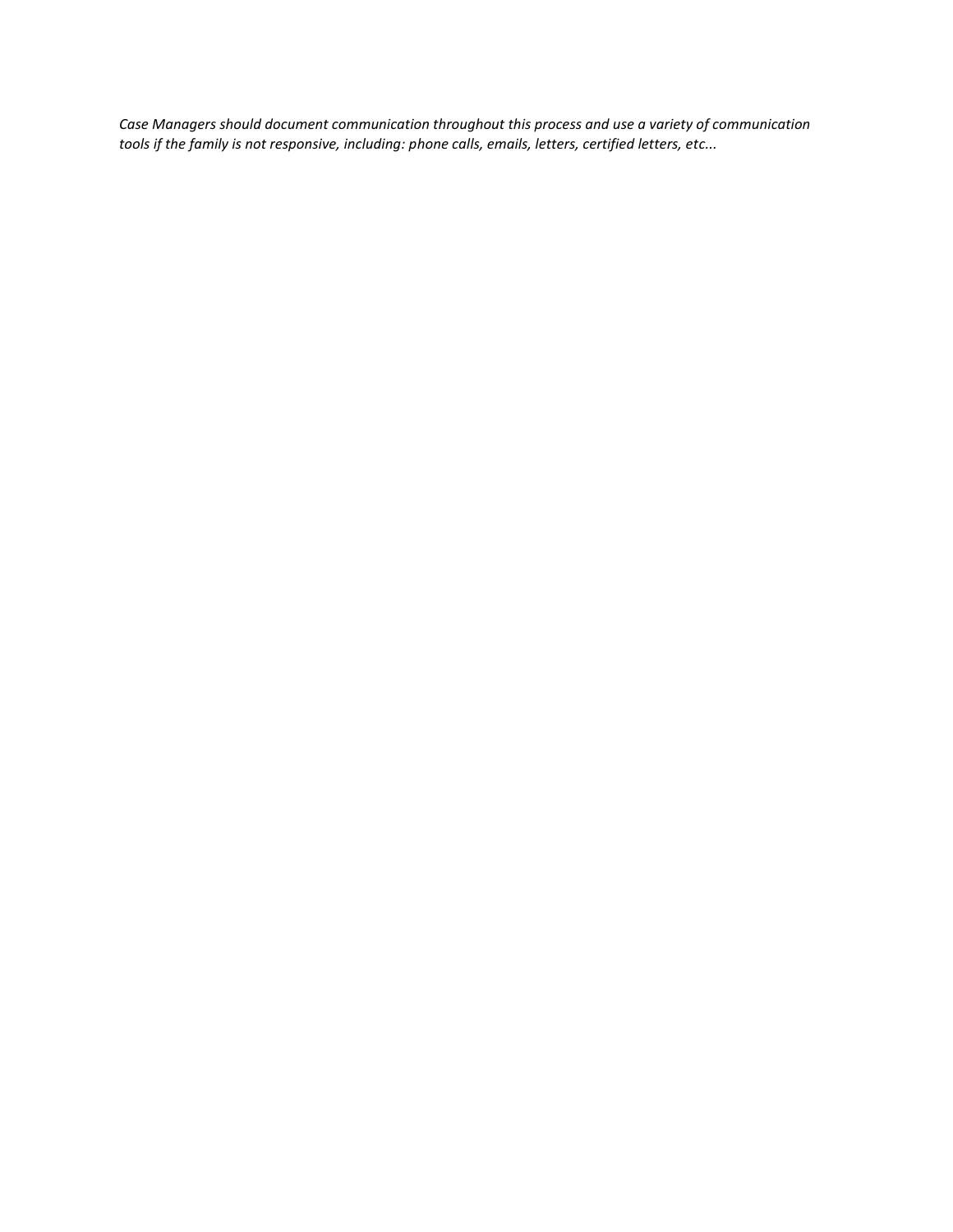*Case Managers should document communication throughout this process and use a variety of communication tools if the family is not responsive, including: phone calls, emails, letters, certified letters, etc...*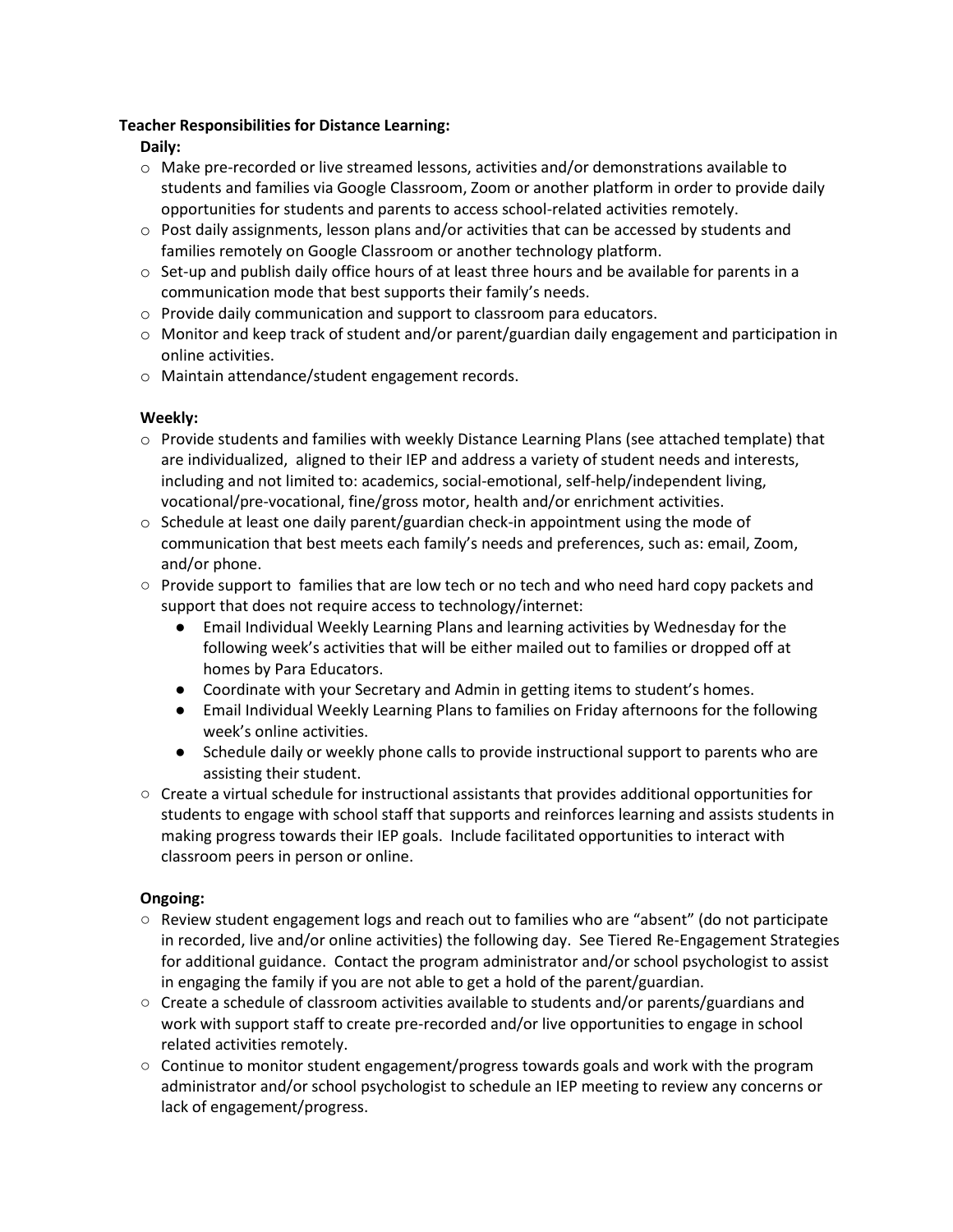**Teacher Responsibilities for Distance Learning:**

**Daily:**

- Make pre-recorded or live streamed lessons, activities and/or demonstrations available to students and families via Google Classroom, Zoom or another platform in order to provide daily opportunities for students and parents to access school-related activities remotely.
- Post daily assignments, lesson plans and/or activities that can be accessed by students and families remotely on Google Classroom or another technology platform.
- Set-up and publish daily office hours of at least three hours and be available for parents in a communication mode that best supports their family's needs.
- Provide daily communication and support to classroom para educators.
- Monitor and keep track of student and/or parent/guardian daily engagement and participation in online activities.
- Maintain attendance/student engagement records.

**Weekly:**

- Provide students and families with weekly Distance Learning Plans (see attached template) that are individualized, aligned to their IEP and address a variety of student needs and interests, including and not limited to: academics, social-emotional, self-help/independent living, vocational/pre-vocational, fine/gross motor, health and/or enrichment activities.
- Schedule at least one daily parent/guardian check-in appointment using the mode of communication that best meets each family's needs and preferences, such as: email, Zoom, and/or phone.
- Provide support to families that are low tech or no tech and who need hard copy packets and support that does not require access to technology/internet:
  - Email Individual Weekly Learning Plans and learning activities by Wednesday for the following week's activities that will be either mailed out to families or dropped off at homes by Para Educators.
  - Coordinate with your Secretary and Admin in getting items to student's homes.
  - Email Individual Weekly Learning Plans to families on Friday afternoons for the following week's online activities.
  - Schedule daily or weekly phone calls to provide instructional support to parents who are assisting their student.
- Create a virtual schedule for instructional assistants that provides additional opportunities for students to engage with school staff that supports and reinforces learning and assists students in making progress towards their IEP goals. Include facilitated opportunities to interact with classroom peers in person or online.

**Ongoing:**

- Review student engagement logs and reach out to families who are "absent" (do not participate in recorded, live and/or online activities) the following day. See Tiered Re-Engagement Strategies for additional guidance. Contact the program administrator and/or school psychologist to assist in engaging the family if you are not able to get a hold of the parent/guardian.
- Create a schedule of classroom activities available to students and/or parents/guardians and work with support staff to create pre-recorded and/or live opportunities to engage in school related activities remotely.
- Continue to monitor student engagement/progress towards goals and work with the program administrator and/or school psychologist to schedule an IEP meeting to review any concerns or lack of engagement/progress.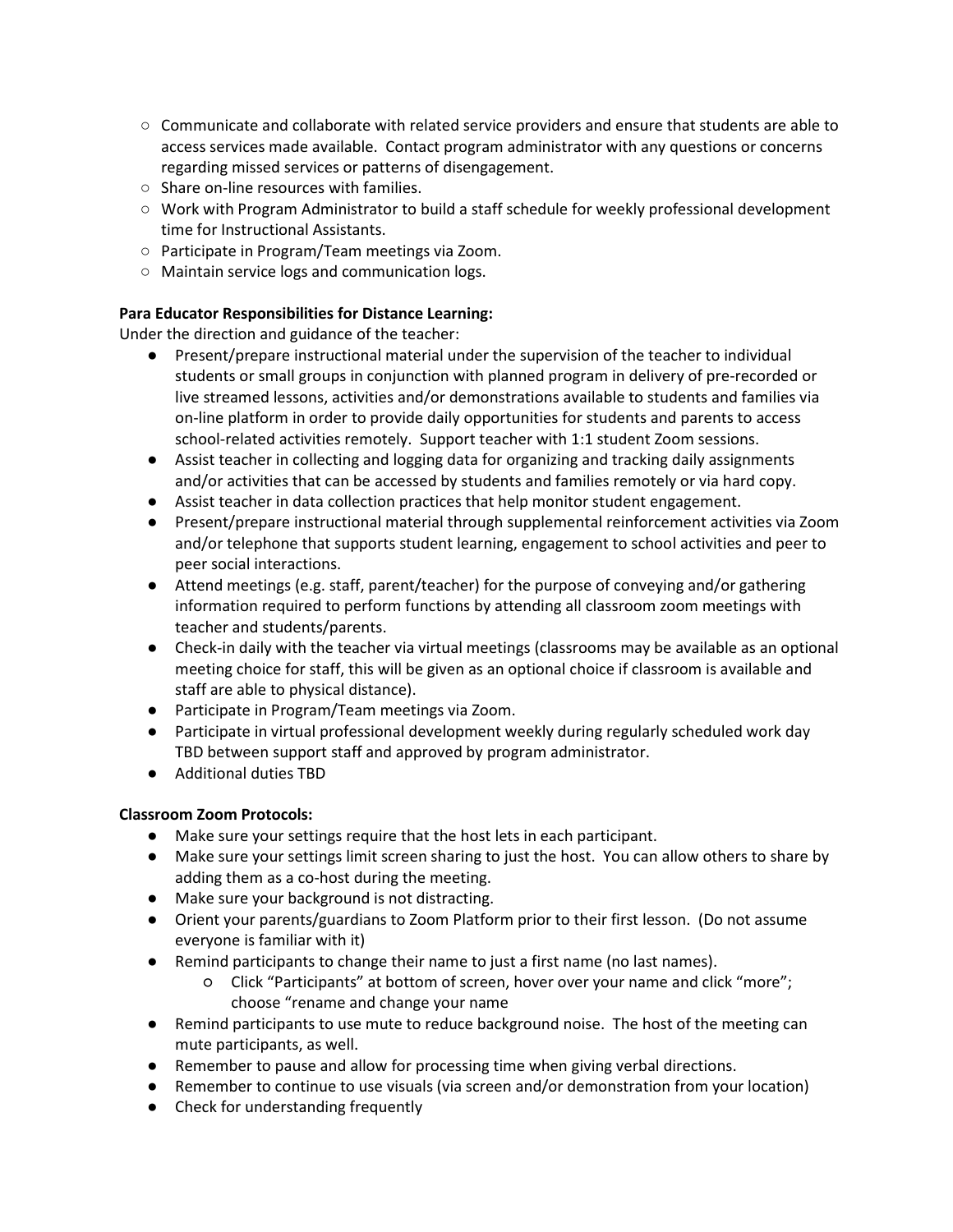- Communicate and collaborate with related service providers and ensure that students are able to access services made available. Contact program administrator with any questions or concerns regarding missed services or patterns of disengagement.
- Share on-line resources with families.
- Work with Program Administrator to build a staff schedule for weekly professional development time for Instructional Assistants.
- Participate in Program/Team meetings via Zoom.
- Maintain service logs and communication logs.

**Para Educator Responsibilities for Distance Learning:**

Under the direction and guidance of the teacher:

- Present/prepare instructional material under the supervision of the teacher to individual students or small groups in conjunction with planned program in delivery of pre-recorded or live streamed lessons, activities and/or demonstrations available to students and families via on-line platform in order to provide daily opportunities for students and parents to access school-related activities remotely. Support teacher with 1:1 student Zoom sessions.
- Assist teacher in collecting and logging data for organizing and tracking daily assignments and/or activities that can be accessed by students and families remotely or via hard copy.
- Assist teacher in data collection practices that help monitor student engagement.
- Present/prepare instructional material through supplemental reinforcement activities via Zoom and/or telephone that supports student learning, engagement to school activities and peer to peer social interactions.
- Attend meetings (e.g. staff, parent/teacher) for the purpose of conveying and/or gathering information required to perform functions by attending all classroom zoom meetings with teacher and students/parents.
- Check-in daily with the teacher via virtual meetings (classrooms may be available as an optional meeting choice for staff, this will be given as an optional choice if classroom is available and staff are able to physical distance).
- Participate in Program/Team meetings via Zoom.
- Participate in virtual professional development weekly during regularly scheduled work day TBD between support staff and approved by program administrator.
- Additional duties TBD

**Classroom Zoom Protocols:**

- Make sure your settings require that the host lets in each participant.
- Make sure your settings limit screen sharing to just the host. You can allow others to share by adding them as a co-host during the meeting.
- Make sure your background is not distracting.
- Orient your parents/guardians to Zoom Platform prior to their first lesson. (Do not assume everyone is familiar with it)
- Remind participants to change their name to just a first name (no last names).
  - Click "Participants" at bottom of screen, hover over your name and click "more"; choose "rename and change your name
- Remind participants to use mute to reduce background noise. The host of the meeting can mute participants, as well.
- Remember to pause and allow for processing time when giving verbal directions.
- Remember to continue to use visuals (via screen and/or demonstration from your location)
- Check for understanding frequently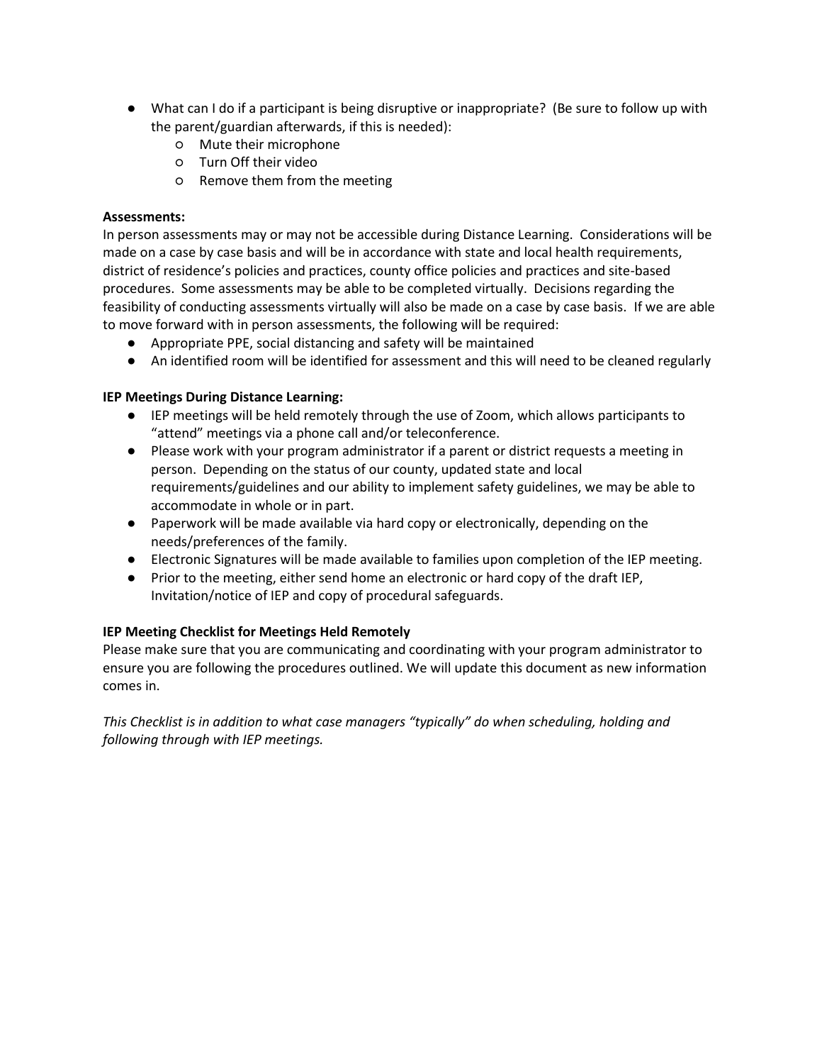- What can I do if a participant is being disruptive or inappropriate? (Be sure to follow up with the parent/guardian afterwards, if this is needed):
    - Mute their microphone
    - Turn Off their video
    - Remove them from the meeting

**Assessments:**
In person assessments may or may not be accessible during Distance Learning. Considerations will be made on a case by case basis and will be in accordance with state and local health requirements, district of residence's policies and practices, county office policies and practices and site-based procedures. Some assessments may be able to be completed virtually. Decisions regarding the feasibility of conducting assessments virtually will also be made on a case by case basis. If we are able to move forward with in person assessments, the following will be required:

- Appropriate PPE, social distancing and safety will be maintained
- An identified room will be identified for assessment and this will need to be cleaned regularly

**IEP Meetings During Distance Learning:**

- IEP meetings will be held remotely through the use of Zoom, which allows participants to "attend" meetings via a phone call and/or teleconference.
- Please work with your program administrator if a parent or district requests a meeting in person. Depending on the status of our county, updated state and local requirements/guidelines and our ability to implement safety guidelines, we may be able to accommodate in whole or in part.
- Paperwork will be made available via hard copy or electronically, depending on the needs/preferences of the family.
- Electronic Signatures will be made available to families upon completion of the IEP meeting.
- Prior to the meeting, either send home an electronic or hard copy of the draft IEP, Invitation/notice of IEP and copy of procedural safeguards.

**IEP Meeting Checklist for Meetings Held Remotely**
Please make sure that you are communicating and coordinating with your program administrator to ensure you are following the procedures outlined. We will update this document as new information comes in.

*This Checklist is in addition to what case managers "typically" do when scheduling, holding and following through with IEP meetings.*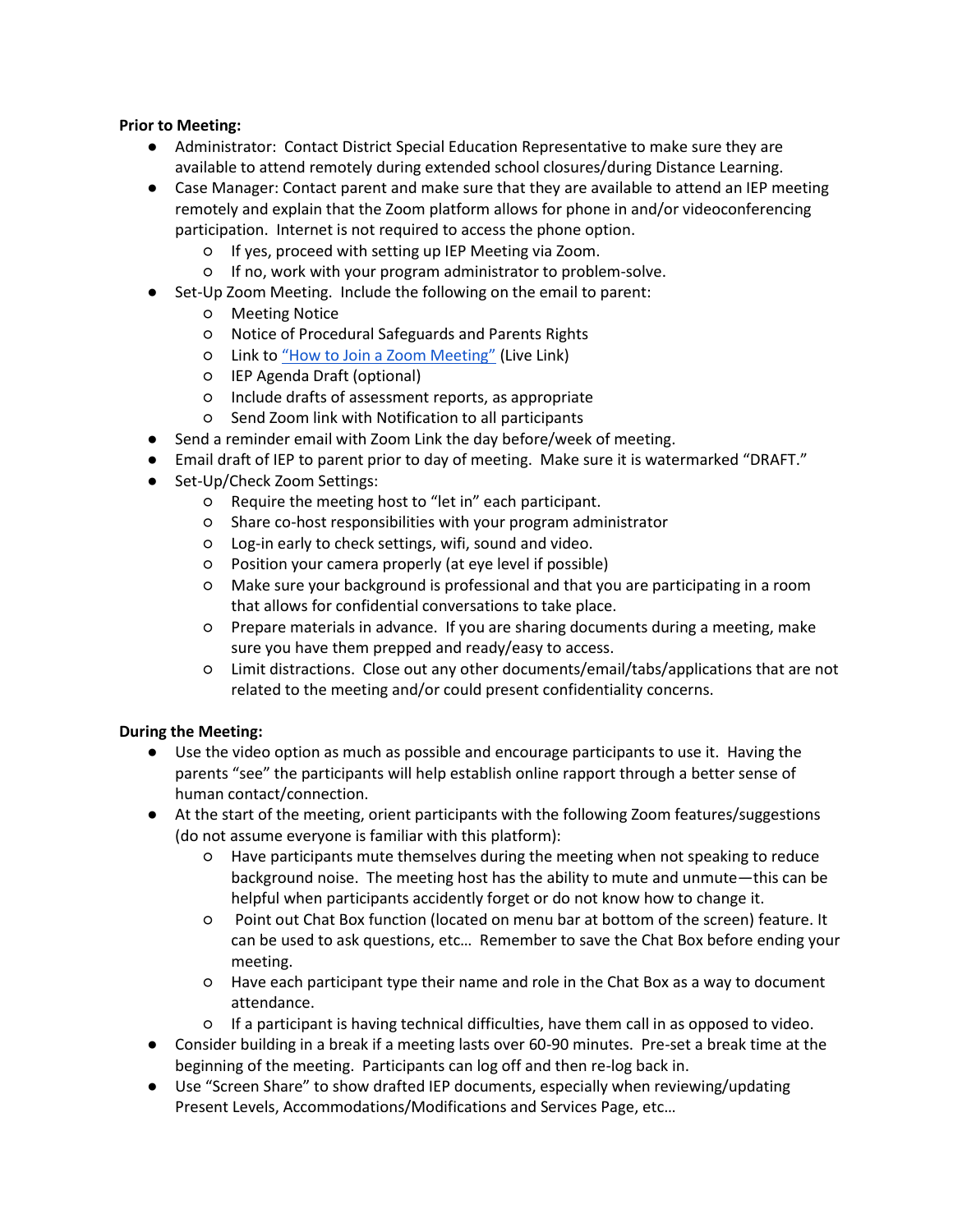**Prior to Meeting:**

- Administrator: Contact District Special Education Representative to make sure they are available to attend remotely during extended school closures/during Distance Learning.
- Case Manager: Contact parent and make sure that they are available to attend an IEP meeting remotely and explain that the Zoom platform allows for phone in and/or videoconferencing participation. Internet is not required to access the phone option.
    - If yes, proceed with setting up IEP Meeting via Zoom.
    - If no, work with your program administrator to problem-solve.
- Set-Up Zoom Meeting. Include the following on the email to parent:
    - Meeting Notice
    - Notice of Procedural Safeguards and Parents Rights
    - Link to "How to Join a Zoom Meeting" (Live Link)
    - IEP Agenda Draft (optional)
    - Include drafts of assessment reports, as appropriate
    - Send Zoom link with Notification to all participants
- Send a reminder email with Zoom Link the day before/week of meeting.
- Email draft of IEP to parent prior to day of meeting. Make sure it is watermarked "DRAFT."
- Set-Up/Check Zoom Settings:
    - Require the meeting host to "let in" each participant.
    - Share co-host responsibilities with your program administrator
    - Log-in early to check settings, wifi, sound and video.
    - Position your camera properly (at eye level if possible)
    - Make sure your background is professional and that you are participating in a room that allows for confidential conversations to take place.
    - Prepare materials in advance. If you are sharing documents during a meeting, make sure you have them prepped and ready/easy to access.
    - Limit distractions. Close out any other documents/email/tabs/applications that are not related to the meeting and/or could present confidentiality concerns.

**During the Meeting:**

- Use the video option as much as possible and encourage participants to use it. Having the parents "see" the participants will help establish online rapport through a better sense of human contact/connection.
- At the start of the meeting, orient participants with the following Zoom features/suggestions (do not assume everyone is familiar with this platform):
    - Have participants mute themselves during the meeting when not speaking to reduce background noise. The meeting host has the ability to mute and unmute—this can be helpful when participants accidently forget or do not know how to change it.
    - Point out Chat Box function (located on menu bar at bottom of the screen) feature. It can be used to ask questions, etc… Remember to save the Chat Box before ending your meeting.
    - Have each participant type their name and role in the Chat Box as a way to document attendance.
    - If a participant is having technical difficulties, have them call in as opposed to video.
- Consider building in a break if a meeting lasts over 60-90 minutes. Pre-set a break time at the beginning of the meeting. Participants can log off and then re-log back in.
- Use "Screen Share" to show drafted IEP documents, especially when reviewing/updating Present Levels, Accommodations/Modifications and Services Page, etc…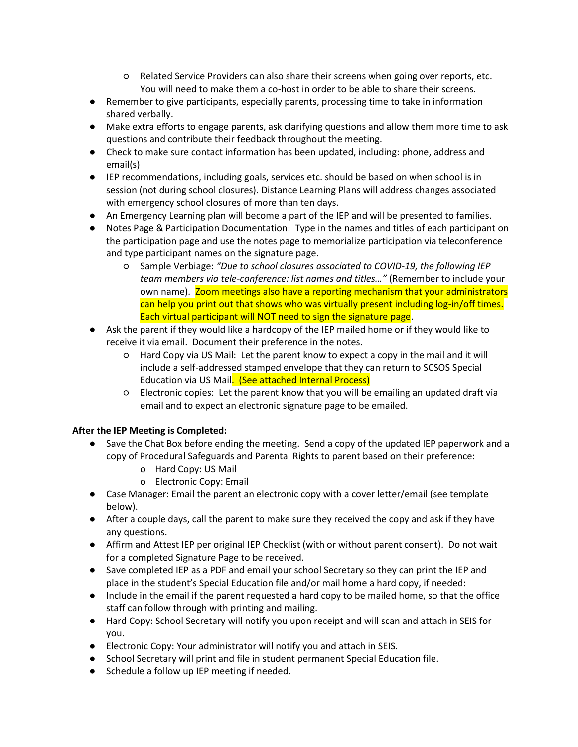- Related Service Providers can also share their screens when going over reports, etc. You will need to make them a co-host in order to be able to share their screens.
- Remember to give participants, especially parents, processing time to take in information shared verbally.
- Make extra efforts to engage parents, ask clarifying questions and allow them more time to ask questions and contribute their feedback throughout the meeting.
- Check to make sure contact information has been updated, including: phone, address and email(s)
- IEP recommendations, including goals, services etc. should be based on when school is in session (not during school closures). Distance Learning Plans will address changes associated with emergency school closures of more than ten days.
- An Emergency Learning plan will become a part of the IEP and will be presented to families.
- Notes Page & Participation Documentation: Type in the names and titles of each participant on the participation page and use the notes page to memorialize participation via teleconference and type participant names on the signature page.
    - Sample Verbiage: *"Due to school closures associated to COVID-19, the following IEP team members via tele-conference: list names and titles…"* (Remember to include your own name). Zoom meetings also have a reporting mechanism that your administrators can help you print out that shows who was virtually present including log-in/off times. Each virtual participant will NOT need to sign the signature page.
- Ask the parent if they would like a hardcopy of the IEP mailed home or if they would like to receive it via email. Document their preference in the notes.
    - Hard Copy via US Mail: Let the parent know to expect a copy in the mail and it will include a self-addressed stamped envelope that they can return to SCSOS Special Education via US Mail. (See attached Internal Process)
    - Electronic copies: Let the parent know that you will be emailing an updated draft via email and to expect an electronic signature page to be emailed.

**After the IEP Meeting is Completed:**

- Save the Chat Box before ending the meeting. Send a copy of the updated IEP paperwork and a copy of Procedural Safeguards and Parental Rights to parent based on their preference:
    - Hard Copy: US Mail
    - Electronic Copy: Email
- Case Manager: Email the parent an electronic copy with a cover letter/email (see template below).
- After a couple days, call the parent to make sure they received the copy and ask if they have any questions.
- Affirm and Attest IEP per original IEP Checklist (with or without parent consent). Do not wait for a completed Signature Page to be received.
- Save completed IEP as a PDF and email your school Secretary so they can print the IEP and place in the student's Special Education file and/or mail home a hard copy, if needed:
- Include in the email if the parent requested a hard copy to be mailed home, so that the office staff can follow through with printing and mailing.
- Hard Copy: School Secretary will notify you upon receipt and will scan and attach in SEIS for you.
- Electronic Copy: Your administrator will notify you and attach in SEIS.
- School Secretary will print and file in student permanent Special Education file.
- Schedule a follow up IEP meeting if needed.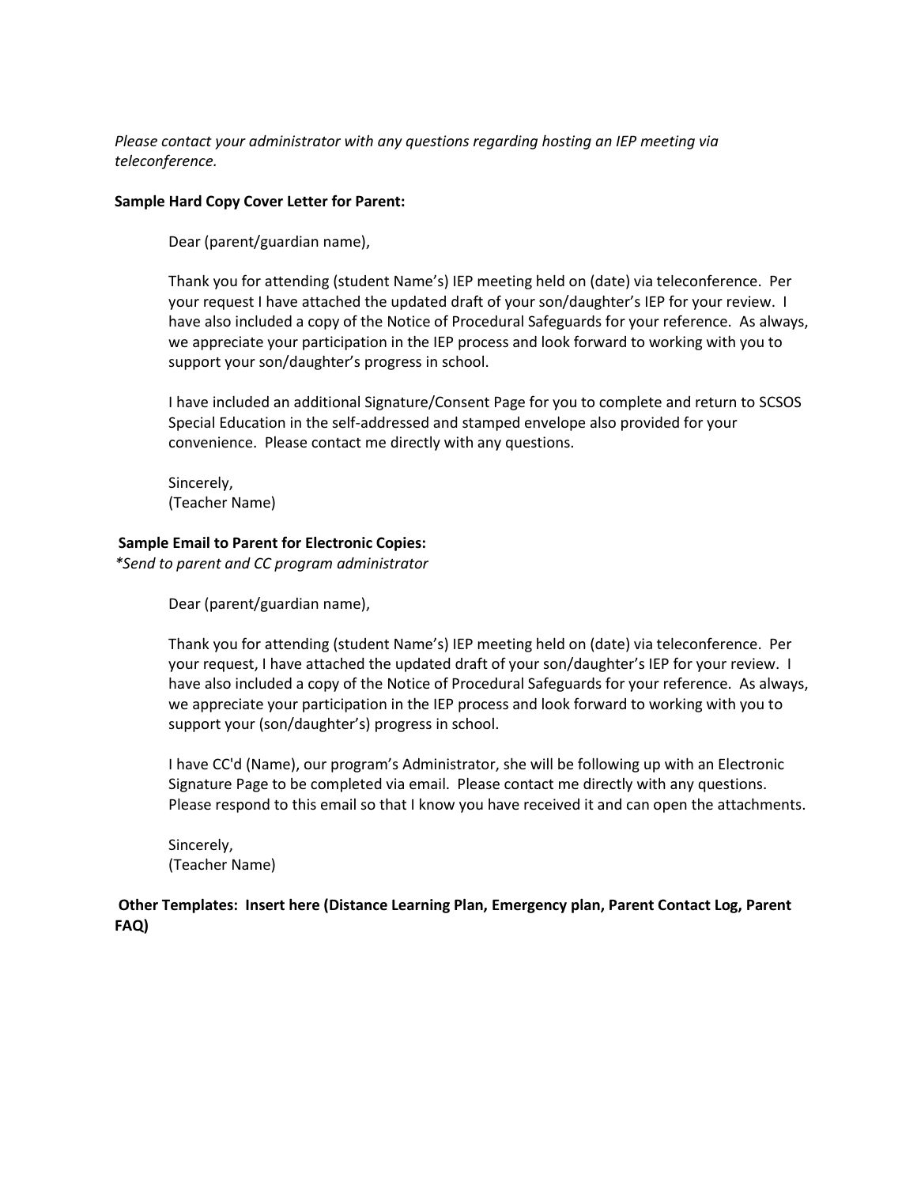*Please contact your administrator with any questions regarding hosting an IEP meeting via teleconference.*

**Sample Hard Copy Cover Letter for Parent:**

> Dear (parent/guardian name),
>
> Thank you for attending (student Name's) IEP meeting held on (date) via teleconference. Per your request I have attached the updated draft of your son/daughter's IEP for your review. I have also included a copy of the Notice of Procedural Safeguards for your reference. As always, we appreciate your participation in the IEP process and look forward to working with you to support your son/daughter's progress in school.
>
> I have included an additional Signature/Consent Page for you to complete and return to SCSOS Special Education in the self-addressed and stamped envelope also provided for your convenience. Please contact me directly with any questions.
>
> Sincerely,
> (Teacher Name)

**Sample Email to Parent for Electronic Copies:**
*Send to parent and CC program administrator

> Dear (parent/guardian name),
>
> Thank you for attending (student Name's) IEP meeting held on (date) via teleconference. Per your request, I have attached the updated draft of your son/daughter's IEP for your review. I have also included a copy of the Notice of Procedural Safeguards for your reference. As always, we appreciate your participation in the IEP process and look forward to working with you to support your (son/daughter's) progress in school.
>
> I have CC'd (Name), our program's Administrator, she will be following up with an Electronic Signature Page to be completed via email. Please contact me directly with any questions. Please respond to this email so that I know you have received it and can open the attachments.
>
> Sincerely,
> (Teacher Name)

**Other Templates: Insert here (Distance Learning Plan, Emergency plan, Parent Contact Log, Parent FAQ)**